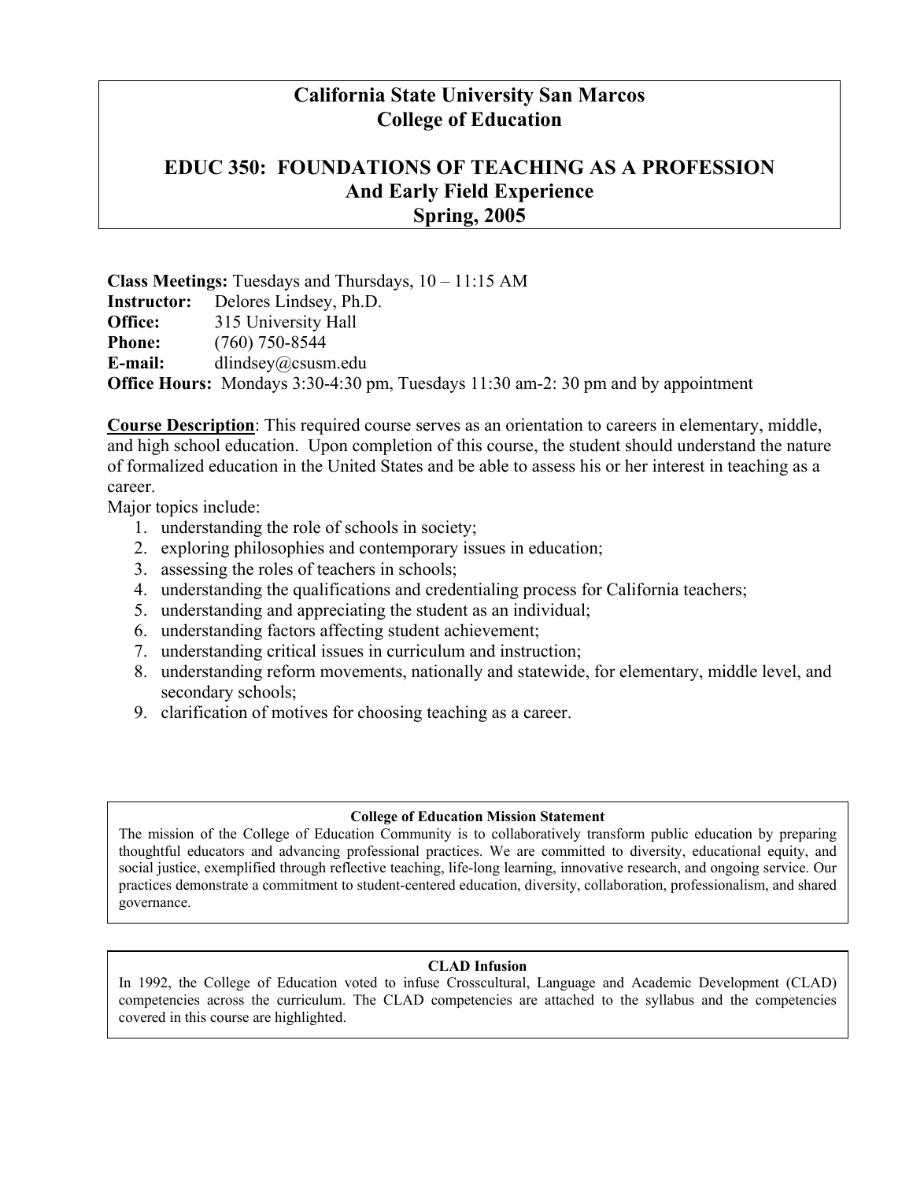# California State University San Marcos
## College of Education

## EDUC 350: FOUNDATIONS OF TEACHING AS A PROFESSION
## And Early Field Experience
## Spring, 2005

**Class Meetings:** Tuesdays and Thursdays, 10 – 11:15 AM
**Instructor:** Delores Lindsey, Ph.D.
**Office:** 315 University Hall
**Phone:** (760) 750-8544
**E-mail:** dlindsey@csusm.edu
**Office Hours:** Mondays 3:30-4:30 pm, Tuesdays 11:30 am-2: 30 pm and by appointment

**Course Description**: This required course serves as an orientation to careers in elementary, middle, and high school education. Upon completion of this course, the student should understand the nature of formalized education in the United States and be able to assess his or her interest in teaching as a career.

Major topics include:

1. understanding the role of schools in society;
2. exploring philosophies and contemporary issues in education;
3. assessing the roles of teachers in schools;
4. understanding the qualifications and credentialing process for California teachers;
5. understanding and appreciating the student as an individual;
6. understanding factors affecting student achievement;
7. understanding critical issues in curriculum and instruction;
8. understanding reform movements, nationally and statewide, for elementary, middle level, and secondary schools;
9. clarification of motives for choosing teaching as a career.

**College of Education Mission Statement**

The mission of the College of Education Community is to collaboratively transform public education by preparing thoughtful educators and advancing professional practices. We are committed to diversity, educational equity, and social justice, exemplified through reflective teaching, life-long learning, innovative research, and ongoing service. Our practices demonstrate a commitment to student-centered education, diversity, collaboration, professionalism, and shared governance.

**CLAD Infusion**

In 1992, the College of Education voted to infuse Crosscultural, Language and Academic Development (CLAD) competencies across the curriculum. The CLAD competencies are attached to the syllabus and the competencies covered in this course are highlighted.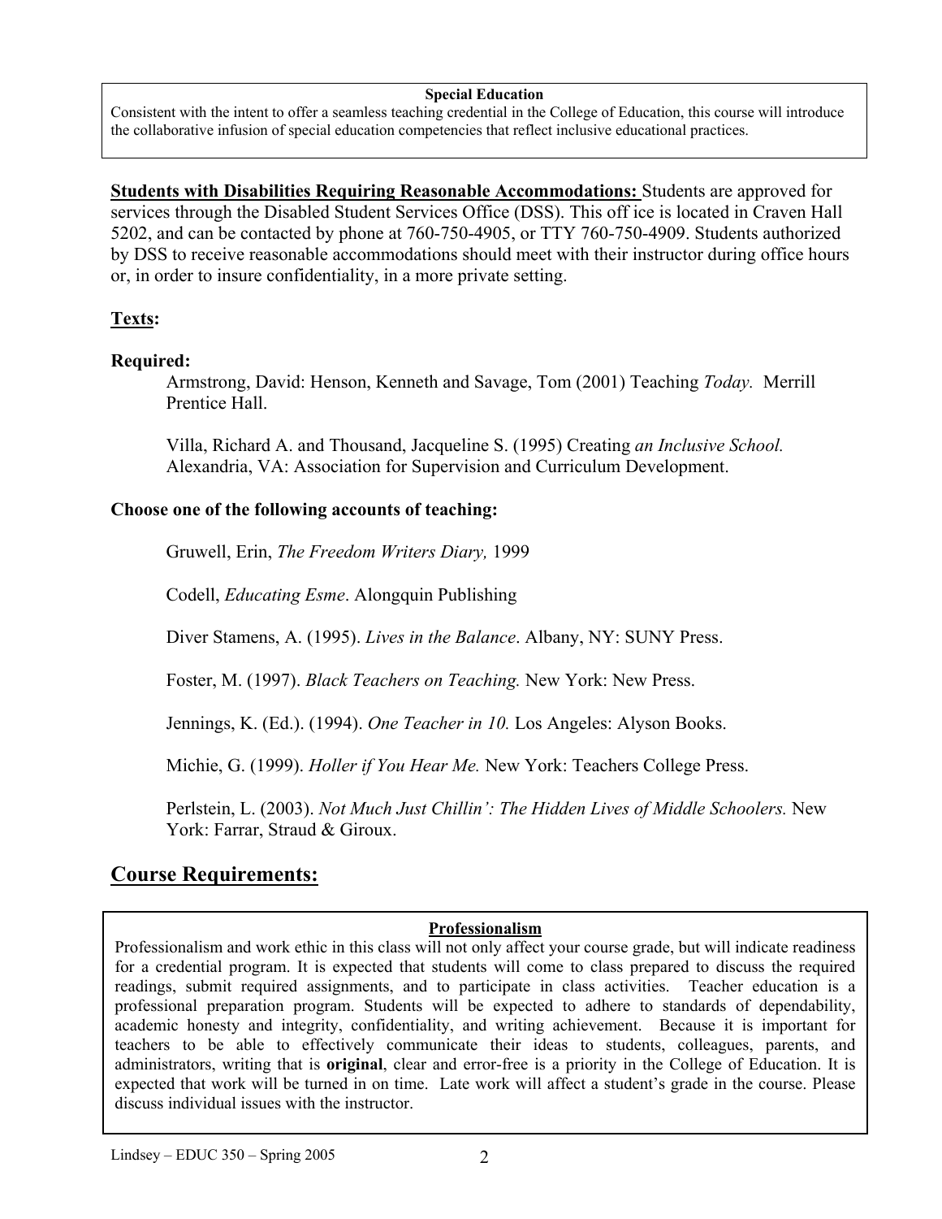**Special Education**

Consistent with the intent to offer a seamless teaching credential in the College of Education, this course will introduce the collaborative infusion of special education competencies that reflect inclusive educational practices.

**Students with Disabilities Requiring Reasonable Accommodations:** Students are approved for services through the Disabled Student Services Office (DSS). This off ice is located in Craven Hall 5202, and can be contacted by phone at 760-750-4905, or TTY 760-750-4909. Students authorized by DSS to receive reasonable accommodations should meet with their instructor during office hours or, in order to insure confidentiality, in a more private setting.

## Texts:

**Required:**

Armstrong, David: Henson, Kenneth and Savage, Tom (2001) Teaching *Today.* Merrill Prentice Hall.

Villa, Richard A. and Thousand, Jacqueline S. (1995) Creating *an Inclusive School.* Alexandria, VA: Association for Supervision and Curriculum Development.

**Choose one of the following accounts of teaching:**

Gruwell, Erin, *The Freedom Writers Diary,* 1999

Codell, *Educating Esme*. Alongquin Publishing

Diver Stamens, A. (1995). *Lives in the Balance*. Albany, NY: SUNY Press.

Foster, M. (1997). *Black Teachers on Teaching.* New York: New Press.

Jennings, K. (Ed.). (1994). *One Teacher in 10.* Los Angeles: Alyson Books.

Michie, G. (1999). *Holler if You Hear Me.* New York: Teachers College Press.

Perlstein, L. (2003). *Not Much Just Chillin': The Hidden Lives of Middle Schoolers.* New York: Farrar, Straud & Giroux.

## Course Requirements:

**Professionalism**

Professionalism and work ethic in this class will not only affect your course grade, but will indicate readiness for a credential program. It is expected that students will come to class prepared to discuss the required readings, submit required assignments, and to participate in class activities. Teacher education is a professional preparation program. Students will be expected to adhere to standards of dependability, academic honesty and integrity, confidentiality, and writing achievement. Because it is important for teachers to be able to effectively communicate their ideas to students, colleagues, parents, and administrators, writing that is **original**, clear and error-free is a priority in the College of Education. It is expected that work will be turned in on time. Late work will affect a student's grade in the course. Please discuss individual issues with the instructor.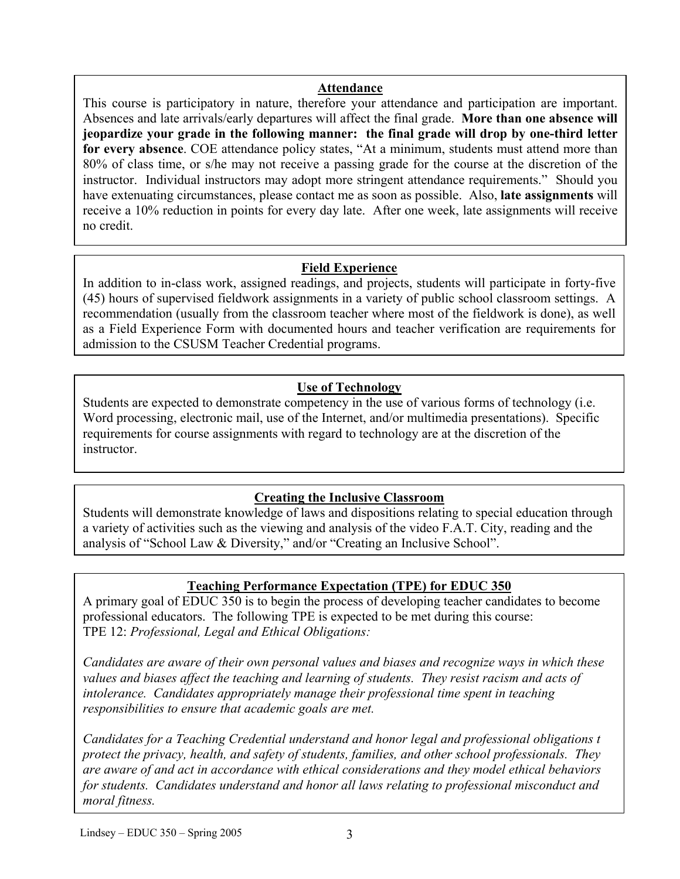## Attendance

This course is participatory in nature, therefore your attendance and participation are important. Absences and late arrivals/early departures will affect the final grade. **More than one absence will jeopardize your grade in the following manner: the final grade will drop by one-third letter for every absence**. COE attendance policy states, "At a minimum, students must attend more than 80% of class time, or s/he may not receive a passing grade for the course at the discretion of the instructor. Individual instructors may adopt more stringent attendance requirements." Should you have extenuating circumstances, please contact me as soon as possible. Also, **late assignments** will receive a 10% reduction in points for every day late. After one week, late assignments will receive no credit.

## Field Experience

In addition to in-class work, assigned readings, and projects, students will participate in forty-five (45) hours of supervised fieldwork assignments in a variety of public school classroom settings. A recommendation (usually from the classroom teacher where most of the fieldwork is done), as well as a Field Experience Form with documented hours and teacher verification are requirements for admission to the CSUSM Teacher Credential programs.

## Use of Technology

Students are expected to demonstrate competency in the use of various forms of technology (i.e. Word processing, electronic mail, use of the Internet, and/or multimedia presentations). Specific requirements for course assignments with regard to technology are at the discretion of the instructor.

## Creating the Inclusive Classroom

Students will demonstrate knowledge of laws and dispositions relating to special education through a variety of activities such as the viewing and analysis of the video F.A.T. City, reading and the analysis of "School Law & Diversity," and/or "Creating an Inclusive School".

## Teaching Performance Expectation (TPE) for EDUC 350

A primary goal of EDUC 350 is to begin the process of developing teacher candidates to become professional educators. The following TPE is expected to be met during this course:
TPE 12: *Professional, Legal and Ethical Obligations:*

*Candidates are aware of their own personal values and biases and recognize ways in which these values and biases affect the teaching and learning of students. They resist racism and acts of intolerance. Candidates appropriately manage their professional time spent in teaching responsibilities to ensure that academic goals are met.*

*Candidates for a Teaching Credential understand and honor legal and professional obligations t protect the privacy, health, and safety of students, families, and other school professionals. They are aware of and act in accordance with ethical considerations and they model ethical behaviors for students. Candidates understand and honor all laws relating to professional misconduct and moral fitness.*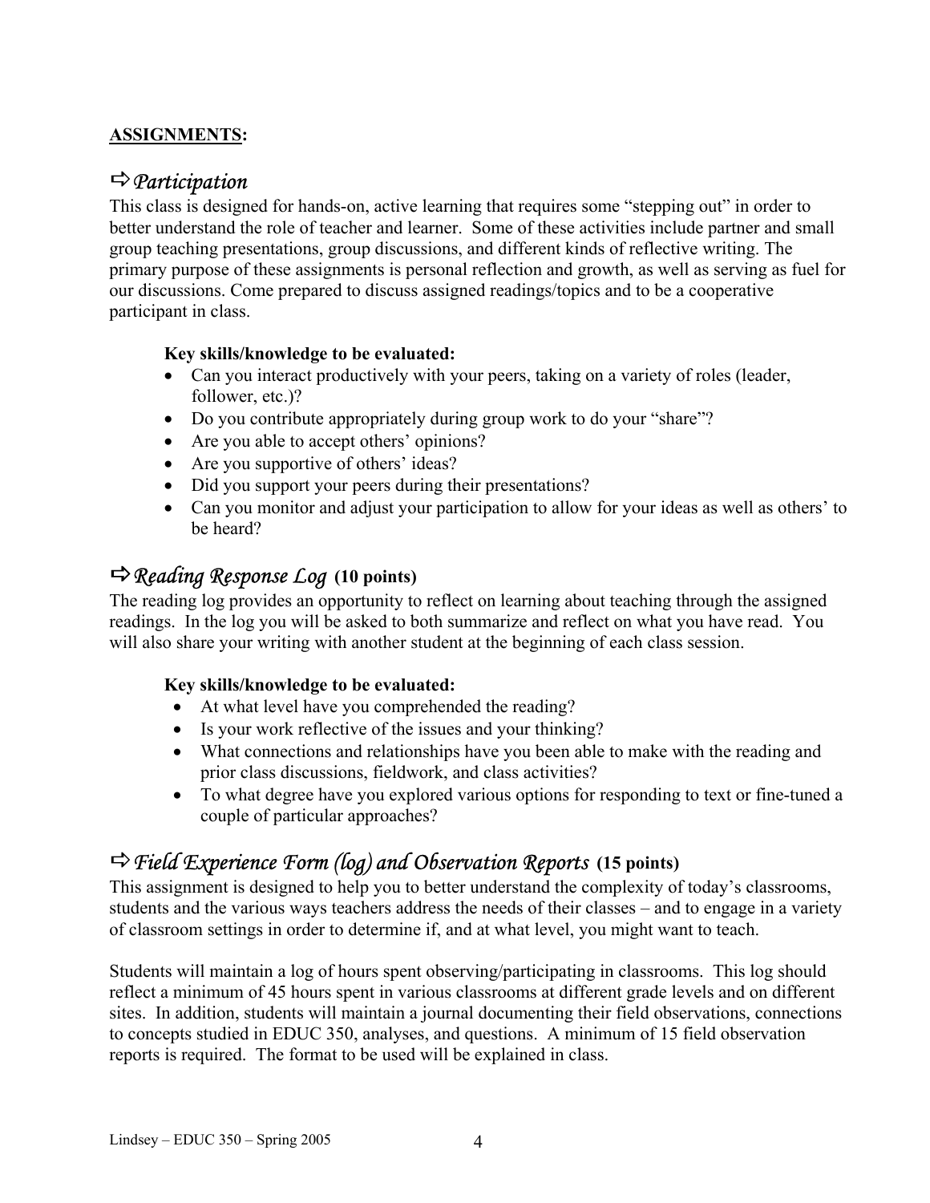**ASSIGNMENTS:**

## ⇨ *Participation*

This class is designed for hands-on, active learning that requires some "stepping out" in order to better understand the role of teacher and learner. Some of these activities include partner and small group teaching presentations, group discussions, and different kinds of reflective writing. The primary purpose of these assignments is personal reflection and growth, as well as serving as fuel for our discussions. Come prepared to discuss assigned readings/topics and to be a cooperative participant in class.

**Key skills/knowledge to be evaluated:**

- Can you interact productively with your peers, taking on a variety of roles (leader, follower, etc.)?
- Do you contribute appropriately during group work to do your "share"?
- Are you able to accept others' opinions?
- Are you supportive of others' ideas?
- Did you support your peers during their presentations?
- Can you monitor and adjust your participation to allow for your ideas as well as others' to be heard?

## ⇨ *Reading Response Log* **(10 points)**

The reading log provides an opportunity to reflect on learning about teaching through the assigned readings. In the log you will be asked to both summarize and reflect on what you have read. You will also share your writing with another student at the beginning of each class session.

**Key skills/knowledge to be evaluated:**

- At what level have you comprehended the reading?
- Is your work reflective of the issues and your thinking?
- What connections and relationships have you been able to make with the reading and prior class discussions, fieldwork, and class activities?
- To what degree have you explored various options for responding to text or fine-tuned a couple of particular approaches?

## ⇨ *Field Experience Form (log) and Observation Reports* **(15 points)**

This assignment is designed to help you to better understand the complexity of today's classrooms, students and the various ways teachers address the needs of their classes – and to engage in a variety of classroom settings in order to determine if, and at what level, you might want to teach.

Students will maintain a log of hours spent observing/participating in classrooms. This log should reflect a minimum of 45 hours spent in various classrooms at different grade levels and on different sites. In addition, students will maintain a journal documenting their field observations, connections to concepts studied in EDUC 350, analyses, and questions. A minimum of 15 field observation reports is required. The format to be used will be explained in class.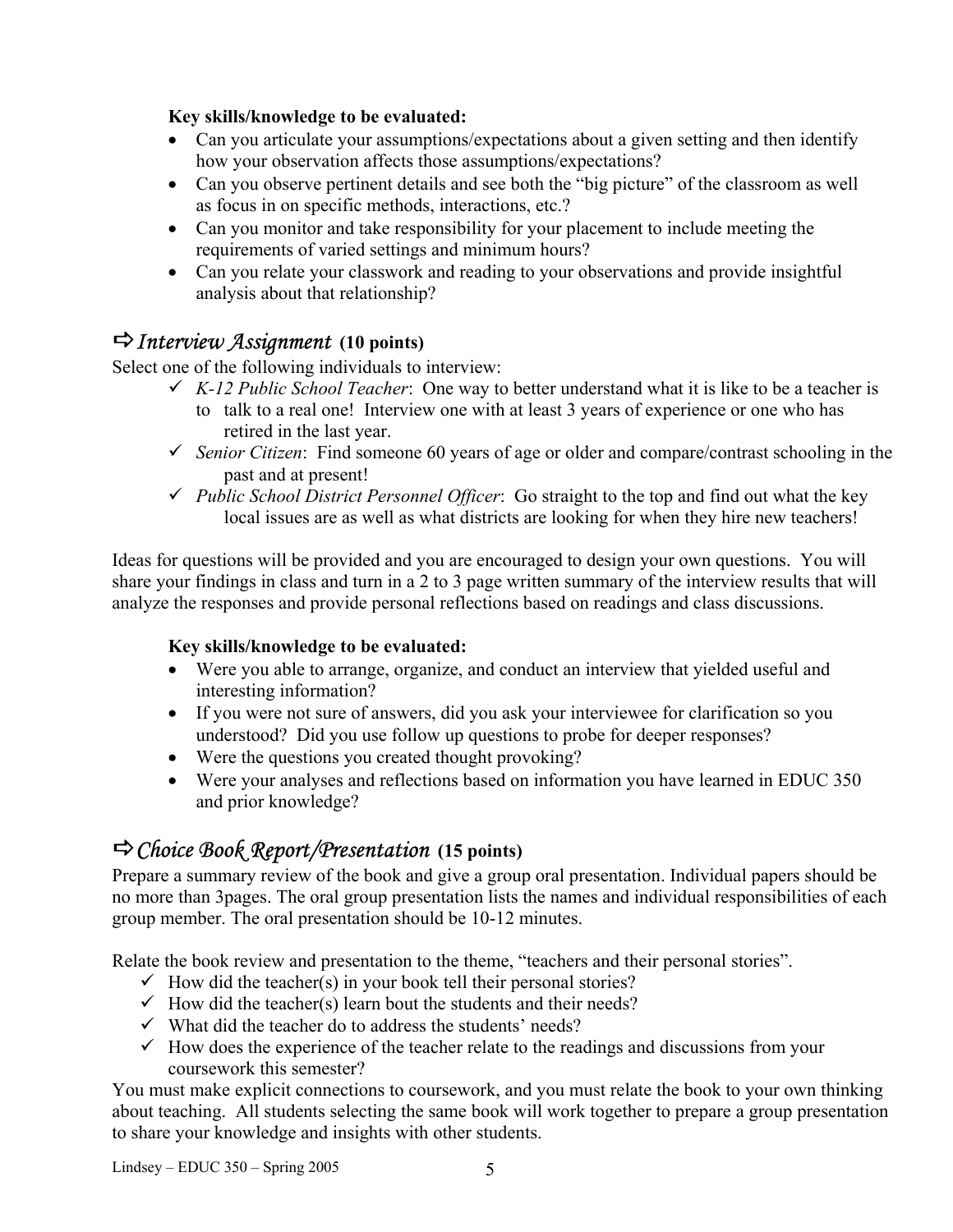**Key skills/knowledge to be evaluated:**

- Can you articulate your assumptions/expectations about a given setting and then identify how your observation affects those assumptions/expectations?
- Can you observe pertinent details and see both the "big picture" of the classroom as well as focus in on specific methods, interactions, etc.?
- Can you monitor and take responsibility for your placement to include meeting the requirements of varied settings and minimum hours?
- Can you relate your classwork and reading to your observations and provide insightful analysis about that relationship?

## ⇨ *Interview Assignment* (10 points)

Select one of the following individuals to interview:

- ✓ *K-12 Public School Teacher*: One way to better understand what it is like to be a teacher is to talk to a real one! Interview one with at least 3 years of experience or one who has retired in the last year.
- ✓ *Senior Citizen*: Find someone 60 years of age or older and compare/contrast schooling in the past and at present!
- ✓ *Public School District Personnel Officer*: Go straight to the top and find out what the key local issues are as well as what districts are looking for when they hire new teachers!

Ideas for questions will be provided and you are encouraged to design your own questions. You will share your findings in class and turn in a 2 to 3 page written summary of the interview results that will analyze the responses and provide personal reflections based on readings and class discussions.

**Key skills/knowledge to be evaluated:**

- Were you able to arrange, organize, and conduct an interview that yielded useful and interesting information?
- If you were not sure of answers, did you ask your interviewee for clarification so you understood? Did you use follow up questions to probe for deeper responses?
- Were the questions you created thought provoking?
- Were your analyses and reflections based on information you have learned in EDUC 350 and prior knowledge?

## ⇨ *Choice Book Report/Presentation* (15 points)

Prepare a summary review of the book and give a group oral presentation. Individual papers should be no more than 3pages. The oral group presentation lists the names and individual responsibilities of each group member. The oral presentation should be 10-12 minutes.

Relate the book review and presentation to the theme, "teachers and their personal stories".

- ✓ How did the teacher(s) in your book tell their personal stories?
- ✓ How did the teacher(s) learn bout the students and their needs?
- ✓ What did the teacher do to address the students' needs?
- ✓ How does the experience of the teacher relate to the readings and discussions from your coursework this semester?

You must make explicit connections to coursework, and you must relate the book to your own thinking about teaching. All students selecting the same book will work together to prepare a group presentation to share your knowledge and insights with other students.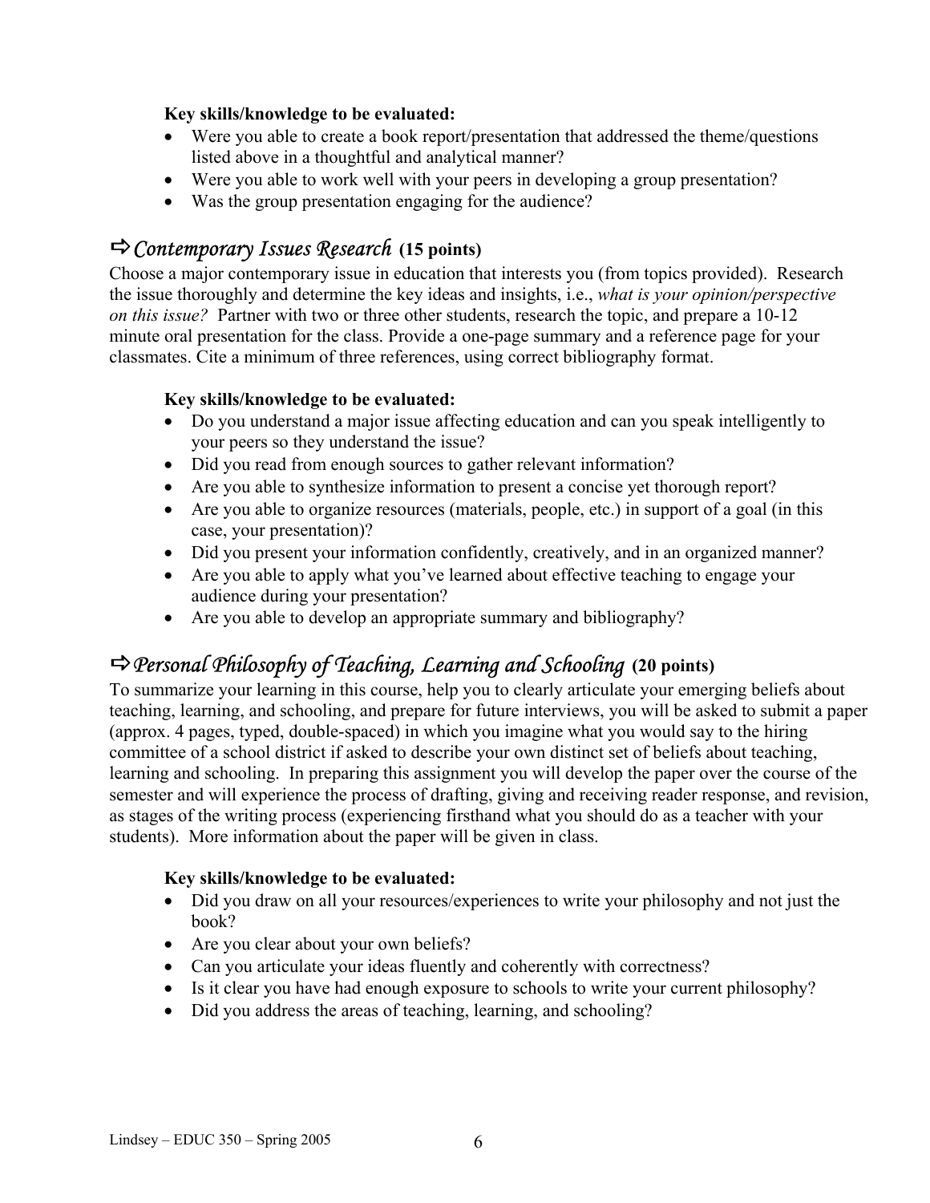**Key skills/knowledge to be evaluated:**

- Were you able to create a book report/presentation that addressed the theme/questions listed above in a thoughtful and analytical manner?
- Were you able to work well with your peers in developing a group presentation?
- Was the group presentation engaging for the audience?

## ⇨ *Contemporary Issues Research* (15 points)

Choose a major contemporary issue in education that interests you (from topics provided). Research the issue thoroughly and determine the key ideas and insights, i.e., *what is your opinion/perspective on this issue?* Partner with two or three other students, research the topic, and prepare a 10-12 minute oral presentation for the class. Provide a one-page summary and a reference page for your classmates. Cite a minimum of three references, using correct bibliography format.

**Key skills/knowledge to be evaluated:**

- Do you understand a major issue affecting education and can you speak intelligently to your peers so they understand the issue?
- Did you read from enough sources to gather relevant information?
- Are you able to synthesize information to present a concise yet thorough report?
- Are you able to organize resources (materials, people, etc.) in support of a goal (in this case, your presentation)?
- Did you present your information confidently, creatively, and in an organized manner?
- Are you able to apply what you've learned about effective teaching to engage your audience during your presentation?
- Are you able to develop an appropriate summary and bibliography?

## ⇨ *Personal Philosophy of Teaching, Learning and Schooling* (20 points)

To summarize your learning in this course, help you to clearly articulate your emerging beliefs about teaching, learning, and schooling, and prepare for future interviews, you will be asked to submit a paper (approx. 4 pages, typed, double-spaced) in which you imagine what you would say to the hiring committee of a school district if asked to describe your own distinct set of beliefs about teaching, learning and schooling. In preparing this assignment you will develop the paper over the course of the semester and will experience the process of drafting, giving and receiving reader response, and revision, as stages of the writing process (experiencing firsthand what you should do as a teacher with your students). More information about the paper will be given in class.

**Key skills/knowledge to be evaluated:**

- Did you draw on all your resources/experiences to write your philosophy and not just the book?
- Are you clear about your own beliefs?
- Can you articulate your ideas fluently and coherently with correctness?
- Is it clear you have had enough exposure to schools to write your current philosophy?
- Did you address the areas of teaching, learning, and schooling?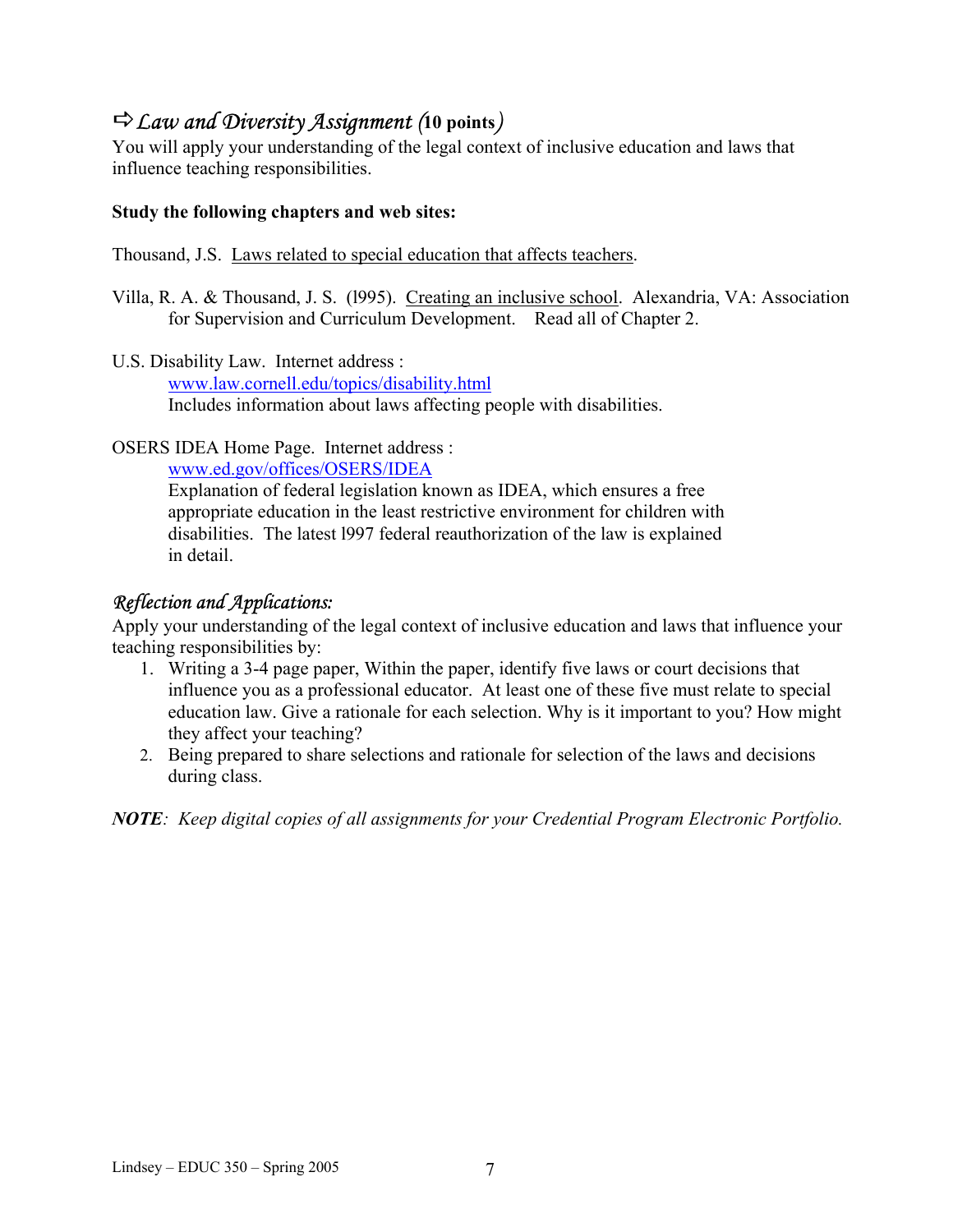## ⇨ *Law and Diversity Assignment* (**10 points**)

You will apply your understanding of the legal context of inclusive education and laws that influence teaching responsibilities.

**Study the following chapters and web sites:**

Thousand, J.S. Laws related to special education that affects teachers.

Villa, R. A. & Thousand, J. S. (l995). Creating an inclusive school. Alexandria, VA: Association for Supervision and Curriculum Development. Read all of Chapter 2.

U.S. Disability Law. Internet address :
www.law.cornell.edu/topics/disability.html
Includes information about laws affecting people with disabilities.

OSERS IDEA Home Page. Internet address :
www.ed.gov/offices/OSERS/IDEA
Explanation of federal legislation known as IDEA, which ensures a free appropriate education in the least restrictive environment for children with disabilities. The latest l997 federal reauthorization of the law is explained in detail.

### *Reflection and Applications:*

Apply your understanding of the legal context of inclusive education and laws that influence your teaching responsibilities by:

1. Writing a 3-4 page paper, Within the paper, identify five laws or court decisions that influence you as a professional educator. At least one of these five must relate to special education law. Give a rationale for each selection. Why is it important to you? How might they affect your teaching?
2. Being prepared to share selections and rationale for selection of the laws and decisions during class.

***NOTE**: Keep digital copies of all assignments for your Credential Program Electronic Portfolio.*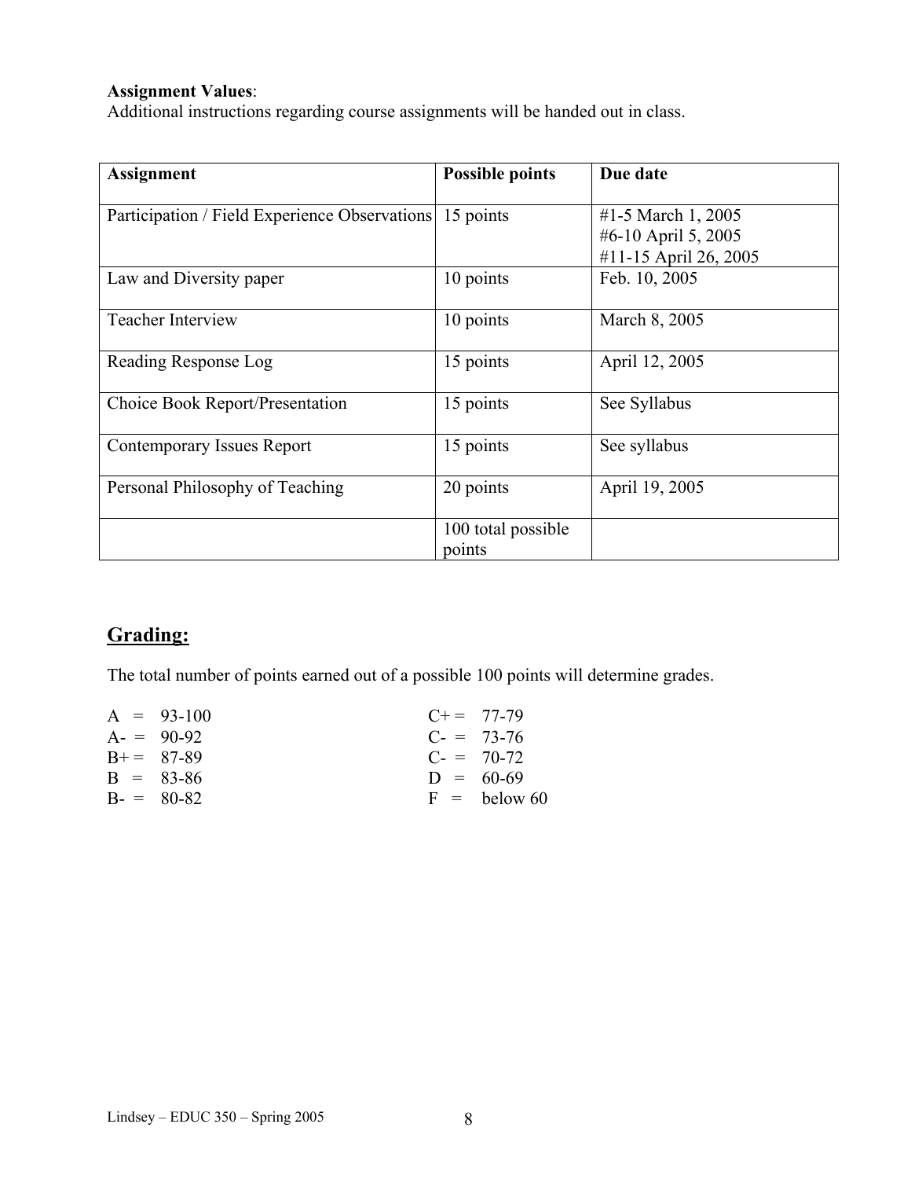**Assignment Values**:
Additional instructions regarding course assignments will be handed out in class.

| Assignment | Possible points | Due date |
|---|---|---|
| Participation / Field Experience Observations | 15 points | #1-5 March 1, 2005<br>#6-10 April 5, 2005<br>#11-15 April 26, 2005 |
| Law and Diversity paper | 10 points | Feb. 10, 2005 |
| Teacher Interview | 10 points | March 8, 2005 |
| Reading Response Log | 15 points | April 12, 2005 |
| Choice Book Report/Presentation | 15 points | See Syllabus |
| Contemporary Issues Report | 15 points | See syllabus |
| Personal Philosophy of Teaching | 20 points | April 19, 2005 |
| | 100 total possible points | |

## Grading:

The total number of points earned out of a possible 100 points will determine grades.

A = 93-100
A- = 90-92
B+ = 87-89
B = 83-86
B- = 80-82
C+ = 77-79
C- = 73-76
C- = 70-72
D = 60-69
F = below 60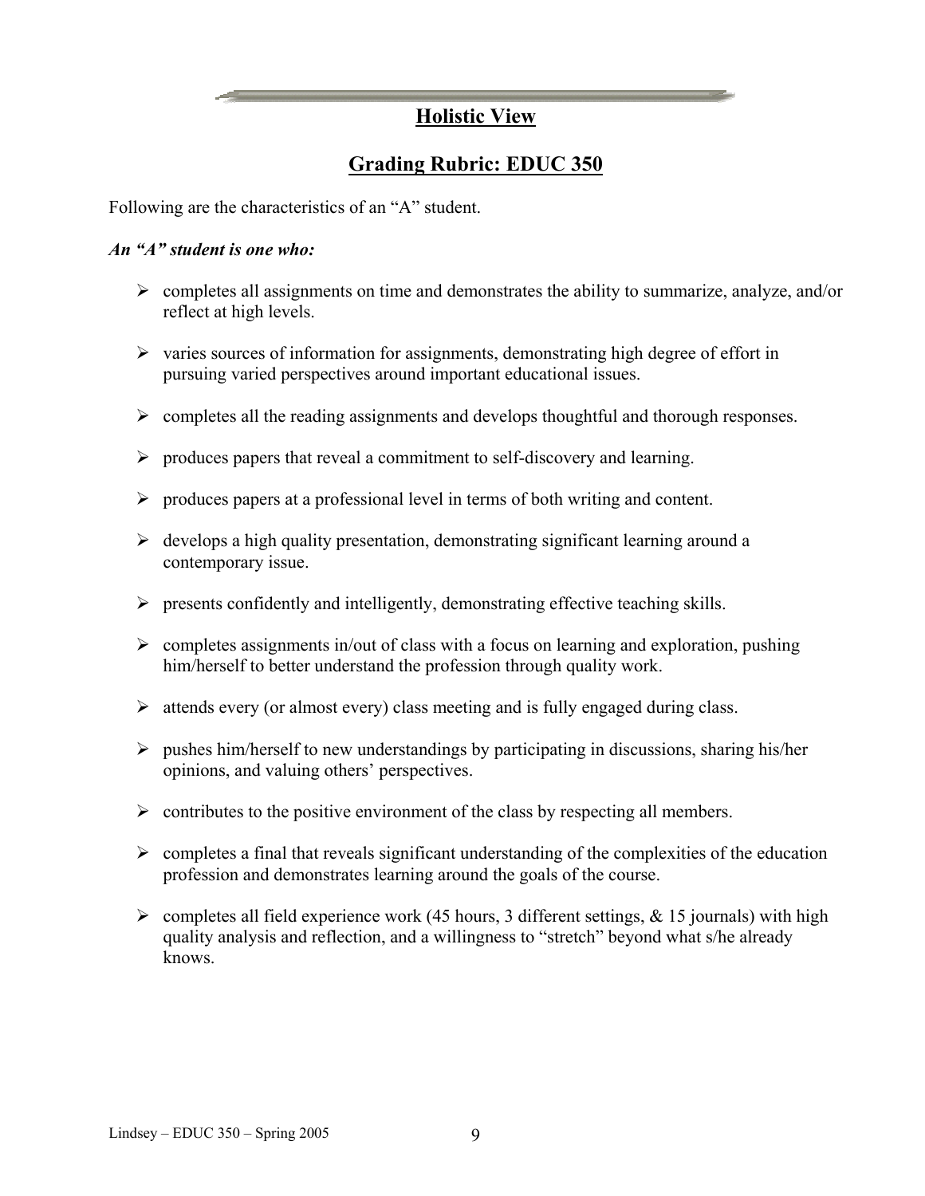## Holistic View

## Grading Rubric: EDUC 350

Following are the characteristics of an "A" student.

***An "A" student is one who:***

- completes all assignments on time and demonstrates the ability to summarize, analyze, and/or reflect at high levels.
- varies sources of information for assignments, demonstrating high degree of effort in pursuing varied perspectives around important educational issues.
- completes all the reading assignments and develops thoughtful and thorough responses.
- produces papers that reveal a commitment to self-discovery and learning.
- produces papers at a professional level in terms of both writing and content.
- develops a high quality presentation, demonstrating significant learning around a contemporary issue.
- presents confidently and intelligently, demonstrating effective teaching skills.
- completes assignments in/out of class with a focus on learning and exploration, pushing him/herself to better understand the profession through quality work.
- attends every (or almost every) class meeting and is fully engaged during class.
- pushes him/herself to new understandings by participating in discussions, sharing his/her opinions, and valuing others' perspectives.
- contributes to the positive environment of the class by respecting all members.
- completes a final that reveals significant understanding of the complexities of the education profession and demonstrates learning around the goals of the course.
- completes all field experience work (45 hours, 3 different settings, & 15 journals) with high quality analysis and reflection, and a willingness to "stretch" beyond what s/he already knows.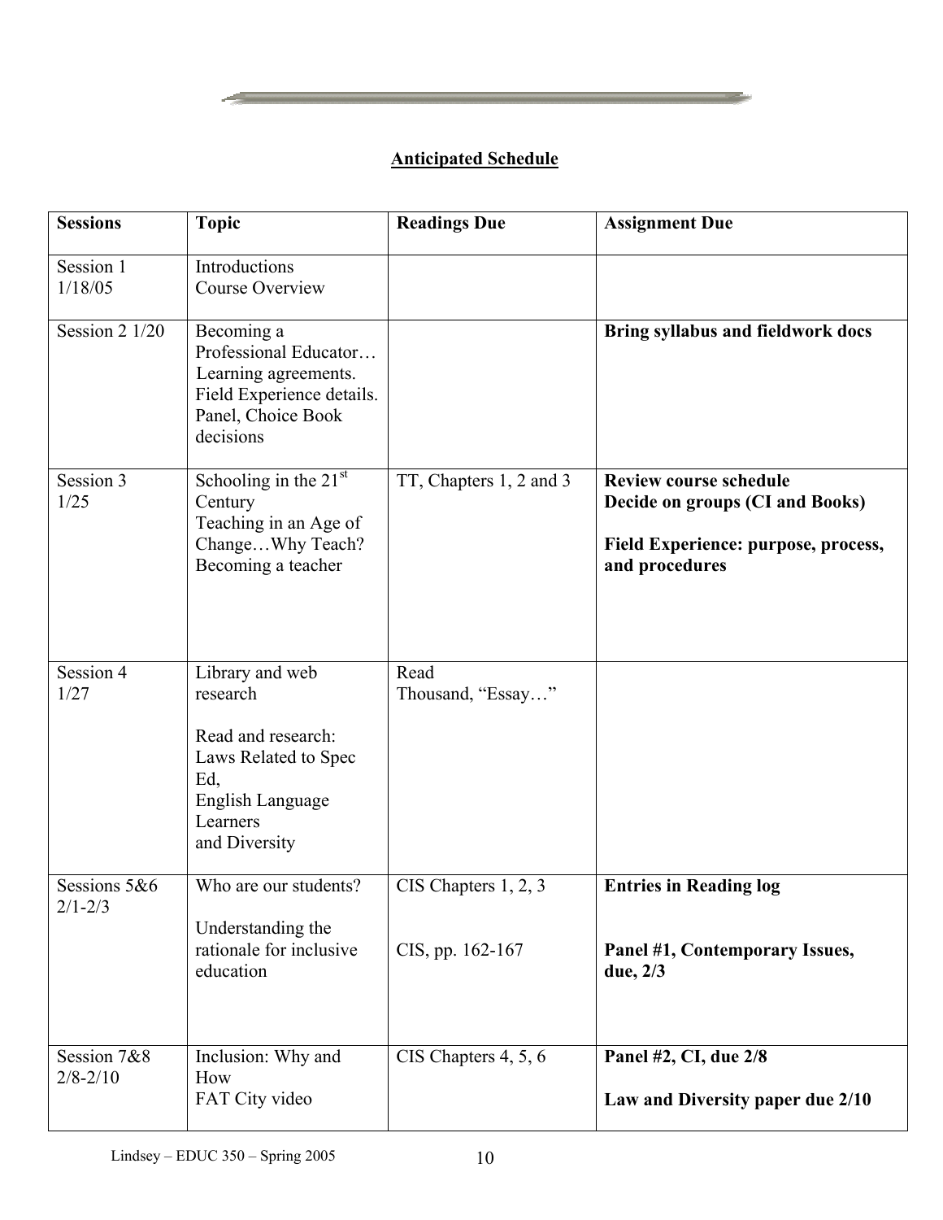## Anticipated Schedule

| Sessions | Topic | Readings Due | Assignment Due |
|---|---|---|---|
| Session 1 1/18/05 | Introductions Course Overview | | |
| Session 2 1/20 | Becoming a Professional Educator… Learning agreements. Field Experience details. Panel, Choice Book decisions | | **Bring syllabus and fieldwork docs** |
| Session 3 1/25 | Schooling in the 21st Century Teaching in an Age of Change…Why Teach? Becoming a teacher | TT, Chapters 1, 2 and 3 | **Review course schedule** **Decide on groups (CI and Books)** **Field Experience: purpose, process, and procedures** |
| Session 4 1/27 | Library and web research Read and research: Laws Related to Spec Ed, English Language Learners and Diversity | Read Thousand, "Essay…" | |
| Sessions 5&6 2/1-2/3 | Who are our students? Understanding the rationale for inclusive education | CIS Chapters 1, 2, 3 CIS, pp. 162-167 | **Entries in Reading log** **Panel #1, Contemporary Issues, due, 2/3** |
| Session 7&8 2/8-2/10 | Inclusion: Why and How FAT City video | CIS Chapters 4, 5, 6 | **Panel #2, CI, due 2/8** **Law and Diversity paper due 2/10** |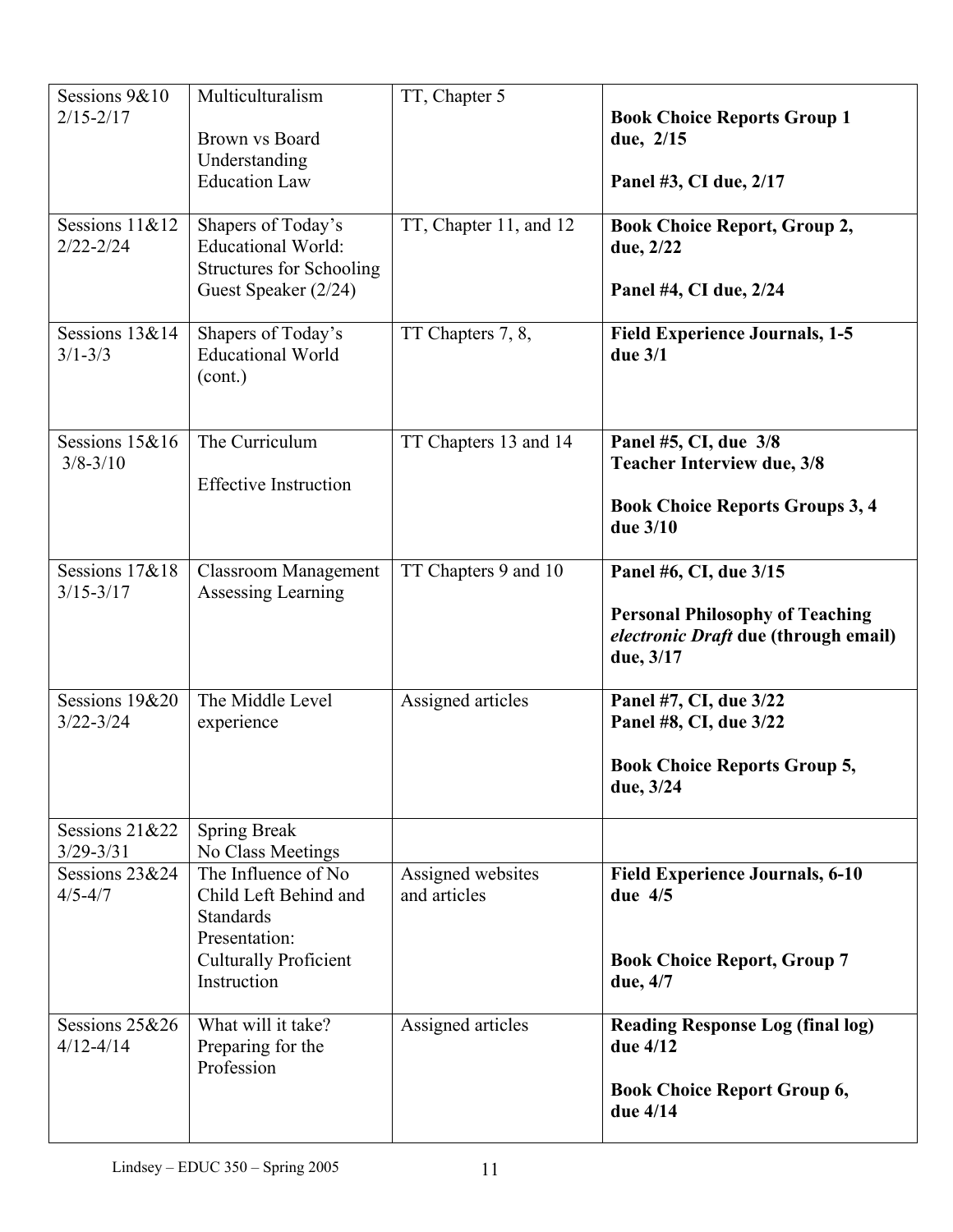| | | | |
|---|---|---|---|
| Sessions 9&10<br>2/15-2/17 | Multiculturalism<br><br>Brown vs Board<br>Understanding<br>Education Law | TT, Chapter 5 | **Book Choice Reports Group 1 due, 2/15**<br><br>**Panel #3, CI due, 2/17** |
| Sessions 11&12<br>2/22-2/24 | Shapers of Today's Educational World:<br>Structures for Schooling<br>Guest Speaker (2/24) | TT, Chapter 11, and 12 | **Book Choice Report, Group 2, due, 2/22**<br><br>**Panel #4, CI due, 2/24** |
| Sessions 13&14<br>3/1-3/3 | Shapers of Today's Educational World (cont.) | TT Chapters 7, 8, | **Field Experience Journals, 1-5 due 3/1** |
| Sessions 15&16<br>3/8-3/10 | The Curriculum<br><br>Effective Instruction | TT Chapters 13 and 14 | **Panel #5, CI, due 3/8**<br>**Teacher Interview due, 3/8**<br><br>**Book Choice Reports Groups 3, 4 due 3/10** |
| Sessions 17&18<br>3/15-3/17 | Classroom Management<br>Assessing Learning | TT Chapters 9 and 10 | **Panel #6, CI, due 3/15**<br><br>**Personal Philosophy of Teaching *electronic Draft* due (through email) due, 3/17** |
| Sessions 19&20<br>3/22-3/24 | The Middle Level experience | Assigned articles | **Panel #7, CI, due 3/22**<br>**Panel #8, CI, due 3/22**<br><br>**Book Choice Reports Group 5, due, 3/24** |
| Sessions 21&22<br>3/29-3/31 | Spring Break<br>No Class Meetings | | |
| Sessions 23&24<br>4/5-4/7 | The Influence of No Child Left Behind and Standards<br>Presentation:<br>Culturally Proficient Instruction | Assigned websites and articles | **Field Experience Journals, 6-10 due 4/5**<br><br>**Book Choice Report, Group 7 due, 4/7** |
| Sessions 25&26<br>4/12-4/14 | What will it take?<br>Preparing for the Profession | Assigned articles | **Reading Response Log (final log) due 4/12**<br><br>**Book Choice Report Group 6, due 4/14** |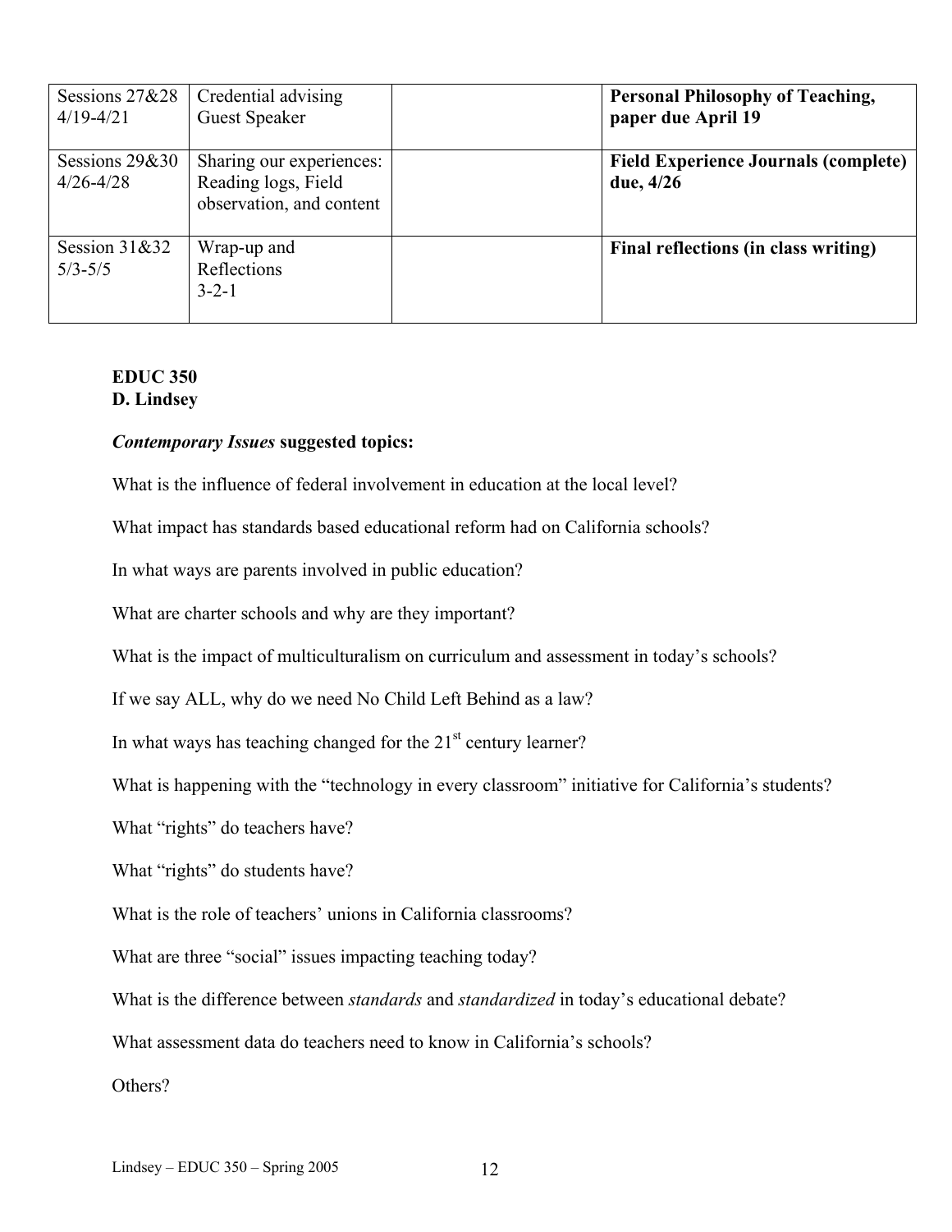| Sessions 27&28 4/19-4/21 | Credential advising Guest Speaker | | **Personal Philosophy of Teaching, paper due April 19** |
|---|---|---|---|
| Sessions 29&30 4/26-4/28 | Sharing our experiences: Reading logs, Field observation, and content | | **Field Experience Journals (complete) due, 4/26** |
| Session 31&32 5/3-5/5 | Wrap-up and Reflections 3-2-1 | | **Final reflections (in class writing)** |

**EDUC 350**
**D. Lindsey**

***Contemporary Issues* suggested topics:**

What is the influence of federal involvement in education at the local level?

What impact has standards based educational reform had on California schools?

In what ways are parents involved in public education?

What are charter schools and why are they important?

What is the impact of multiculturalism on curriculum and assessment in today's schools?

If we say ALL, why do we need No Child Left Behind as a law?

In what ways has teaching changed for the 21st century learner?

What is happening with the "technology in every classroom" initiative for California's students?

What "rights" do teachers have?

What "rights" do students have?

What is the role of teachers' unions in California classrooms?

What are three "social" issues impacting teaching today?

What is the difference between *standards* and *standardized* in today's educational debate?

What assessment data do teachers need to know in California's schools?

Others?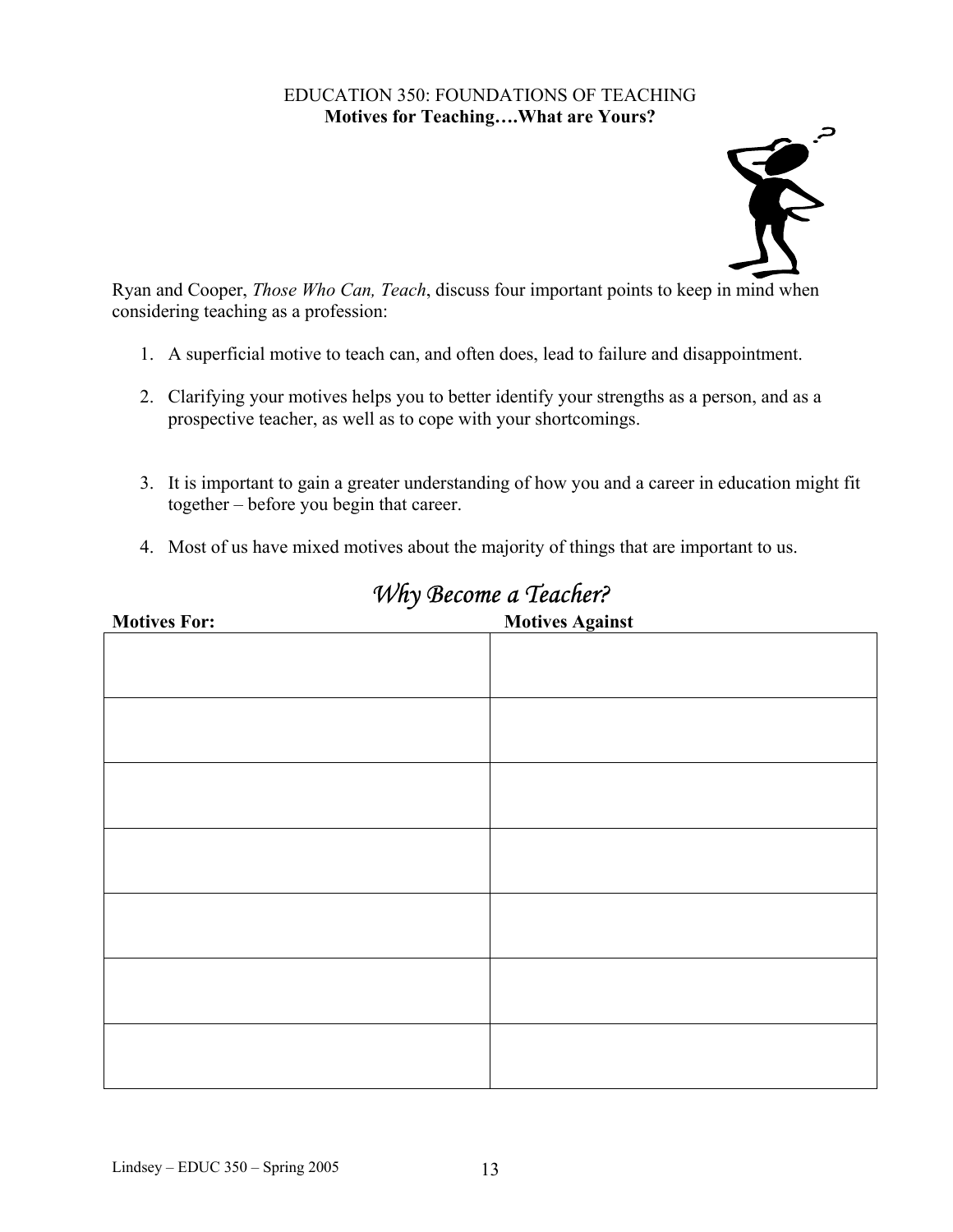EDUCATION 350: FOUNDATIONS OF TEACHING

**Motives for Teaching….What are Yours?**

Ryan and Cooper, *Those Who Can, Teach*, discuss four important points to keep in mind when considering teaching as a profession:

1. A superficial motive to teach can, and often does, lead to failure and disappointment.
2. Clarifying your motives helps you to better identify your strengths as a person, and as a prospective teacher, as well as to cope with your shortcomings.
3. It is important to gain a greater understanding of how you and a career in education might fit together – before you begin that career.
4. Most of us have mixed motives about the majority of things that are important to us.

## *Why Become a Teacher?*

| Motives For: | Motives Against |
|---|---|
| | |
| | |
| | |
| | |
| | |
| | |
| | |